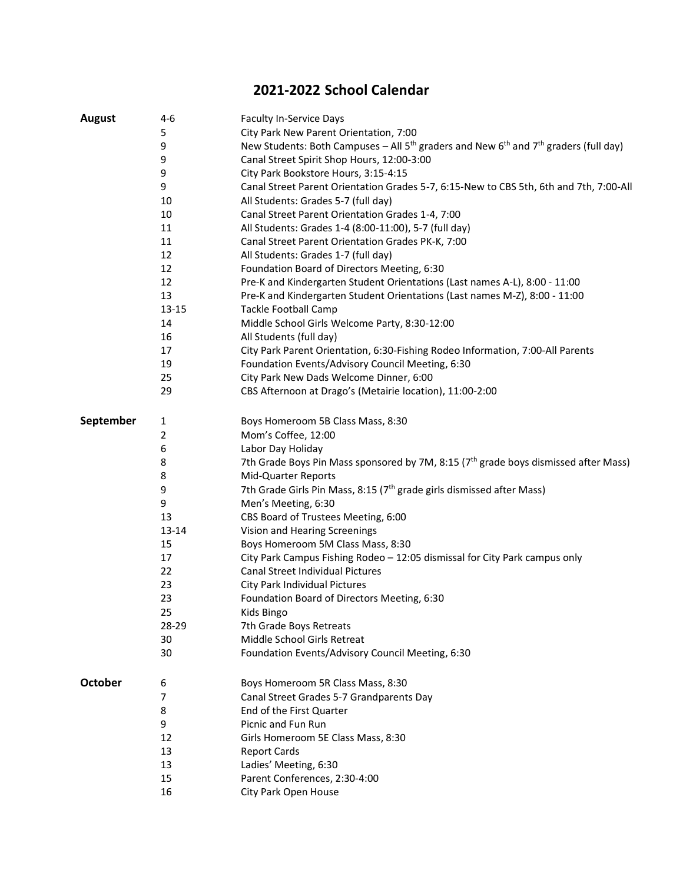# 2021-2022 School Calendar

| Month | Date | Event |
|---|---|---|
| **August** | 4-6 | Faculty In-Service Days |
| | 5 | City Park New Parent Orientation, 7:00 |
| | 9 | New Students: Both Campuses – All 5th graders and New 6th and 7th graders (full day) |
| | 9 | Canal Street Spirit Shop Hours, 12:00-3:00 |
| | 9 | City Park Bookstore Hours, 3:15-4:15 |
| | 9 | Canal Street Parent Orientation Grades 5-7, 6:15-New to CBS 5th, 6th and 7th, 7:00-All |
| | 10 | All Students: Grades 5-7 (full day) |
| | 10 | Canal Street Parent Orientation Grades 1-4, 7:00 |
| | 11 | All Students: Grades 1-4 (8:00-11:00), 5-7 (full day) |
| | 11 | Canal Street Parent Orientation Grades PK-K, 7:00 |
| | 12 | All Students: Grades 1-7 (full day) |
| | 12 | Foundation Board of Directors Meeting, 6:30 |
| | 12 | Pre-K and Kindergarten Student Orientations (Last names A-L), 8:00 - 11:00 |
| | 13 | Pre-K and Kindergarten Student Orientations (Last names M-Z), 8:00 - 11:00 |
| | 13-15 | Tackle Football Camp |
| | 14 | Middle School Girls Welcome Party, 8:30-12:00 |
| | 16 | All Students (full day) |
| | 17 | City Park Parent Orientation, 6:30-Fishing Rodeo Information, 7:00-All Parents |
| | 19 | Foundation Events/Advisory Council Meeting, 6:30 |
| | 25 | City Park New Dads Welcome Dinner, 6:00 |
| | 29 | CBS Afternoon at Drago's (Metairie location), 11:00-2:00 |
| **September** | 1 | Boys Homeroom 5B Class Mass, 8:30 |
| | 2 | Mom's Coffee, 12:00 |
| | 6 | Labor Day Holiday |
| | 8 | 7th Grade Boys Pin Mass sponsored by 7M, 8:15 (7th grade boys dismissed after Mass) |
| | 8 | Mid-Quarter Reports |
| | 9 | 7th Grade Girls Pin Mass, 8:15 (7th grade girls dismissed after Mass) |
| | 9 | Men's Meeting, 6:30 |
| | 13 | CBS Board of Trustees Meeting, 6:00 |
| | 13-14 | Vision and Hearing Screenings |
| | 15 | Boys Homeroom 5M Class Mass, 8:30 |
| | 17 | City Park Campus Fishing Rodeo – 12:05 dismissal for City Park campus only |
| | 22 | Canal Street Individual Pictures |
| | 23 | City Park Individual Pictures |
| | 23 | Foundation Board of Directors Meeting, 6:30 |
| | 25 | Kids Bingo |
| | 28-29 | 7th Grade Boys Retreats |
| | 30 | Middle School Girls Retreat |
| | 30 | Foundation Events/Advisory Council Meeting, 6:30 |
| **October** | 6 | Boys Homeroom 5R Class Mass, 8:30 |
| | 7 | Canal Street Grades 5-7 Grandparents Day |
| | 8 | End of the First Quarter |
| | 9 | Picnic and Fun Run |
| | 12 | Girls Homeroom 5E Class Mass, 8:30 |
| | 13 | Report Cards |
| | 13 | Ladies' Meeting, 6:30 |
| | 15 | Parent Conferences, 2:30-4:00 |
| | 16 | City Park Open House |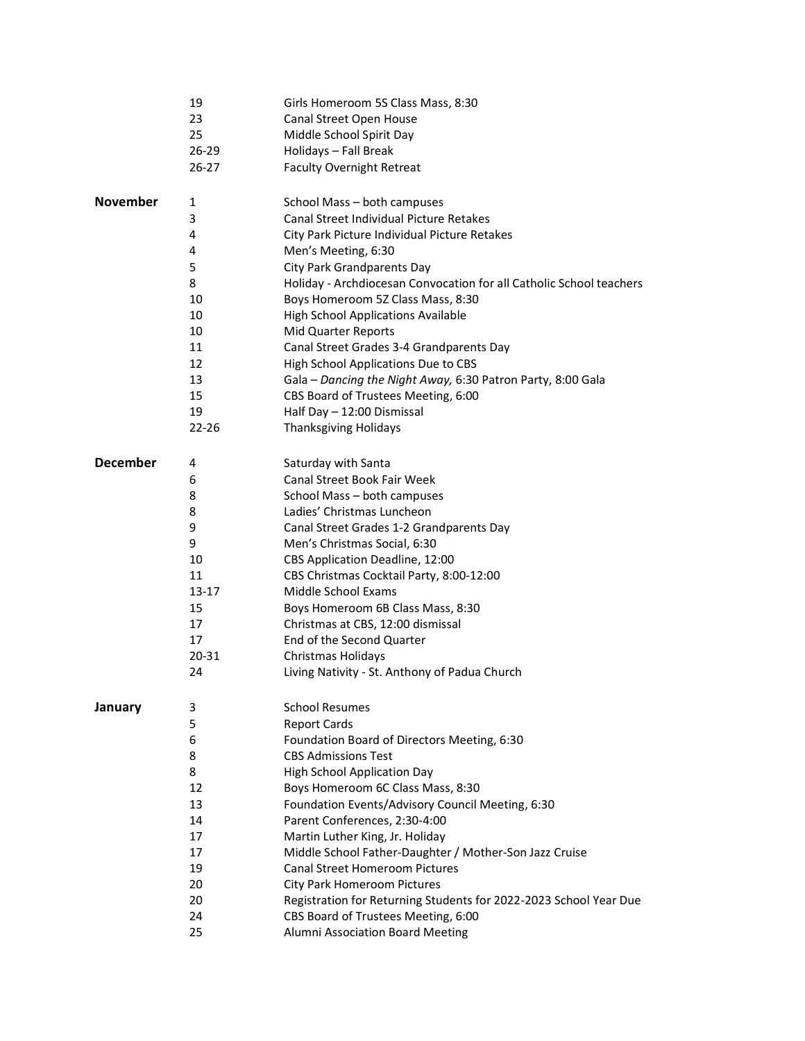| | | |
|---|---|---|
| | 19 | Girls Homeroom 5S Class Mass, 8:30 |
| | 23 | Canal Street Open House |
| | 25 | Middle School Spirit Day |
| | 26-29 | Holidays – Fall Break |
| | 26-27 | Faculty Overnight Retreat |
| **November** | 1 | School Mass – both campuses |
| | 3 | Canal Street Individual Picture Retakes |
| | 4 | City Park Picture Individual Picture Retakes |
| | 4 | Men's Meeting, 6:30 |
| | 5 | City Park Grandparents Day |
| | 8 | Holiday - Archdiocesan Convocation for all Catholic School teachers |
| | 10 | Boys Homeroom 5Z Class Mass, 8:30 |
| | 10 | High School Applications Available |
| | 10 | Mid Quarter Reports |
| | 11 | Canal Street Grades 3-4 Grandparents Day |
| | 12 | High School Applications Due to CBS |
| | 13 | Gala – *Dancing the Night Away,* 6:30 Patron Party, 8:00 Gala |
| | 15 | CBS Board of Trustees Meeting, 6:00 |
| | 19 | Half Day – 12:00 Dismissal |
| | 22-26 | Thanksgiving Holidays |
| **December** | 4 | Saturday with Santa |
| | 6 | Canal Street Book Fair Week |
| | 8 | School Mass – both campuses |
| | 8 | Ladies' Christmas Luncheon |
| | 9 | Canal Street Grades 1-2 Grandparents Day |
| | 9 | Men's Christmas Social, 6:30 |
| | 10 | CBS Application Deadline, 12:00 |
| | 11 | CBS Christmas Cocktail Party, 8:00-12:00 |
| | 13-17 | Middle School Exams |
| | 15 | Boys Homeroom 6B Class Mass, 8:30 |
| | 17 | Christmas at CBS, 12:00 dismissal |
| | 17 | End of the Second Quarter |
| | 20-31 | Christmas Holidays |
| | 24 | Living Nativity - St. Anthony of Padua Church |
| **January** | 3 | School Resumes |
| | 5 | Report Cards |
| | 6 | Foundation Board of Directors Meeting, 6:30 |
| | 8 | CBS Admissions Test |
| | 8 | High School Application Day |
| | 12 | Boys Homeroom 6C Class Mass, 8:30 |
| | 13 | Foundation Events/Advisory Council Meeting, 6:30 |
| | 14 | Parent Conferences, 2:30-4:00 |
| | 17 | Martin Luther King, Jr. Holiday |
| | 17 | Middle School Father-Daughter / Mother-Son Jazz Cruise |
| | 19 | Canal Street Homeroom Pictures |
| | 20 | City Park Homeroom Pictures |
| | 20 | Registration for Returning Students for 2022-2023 School Year Due |
| | 24 | CBS Board of Trustees Meeting, 6:00 |
| | 25 | Alumni Association Board Meeting |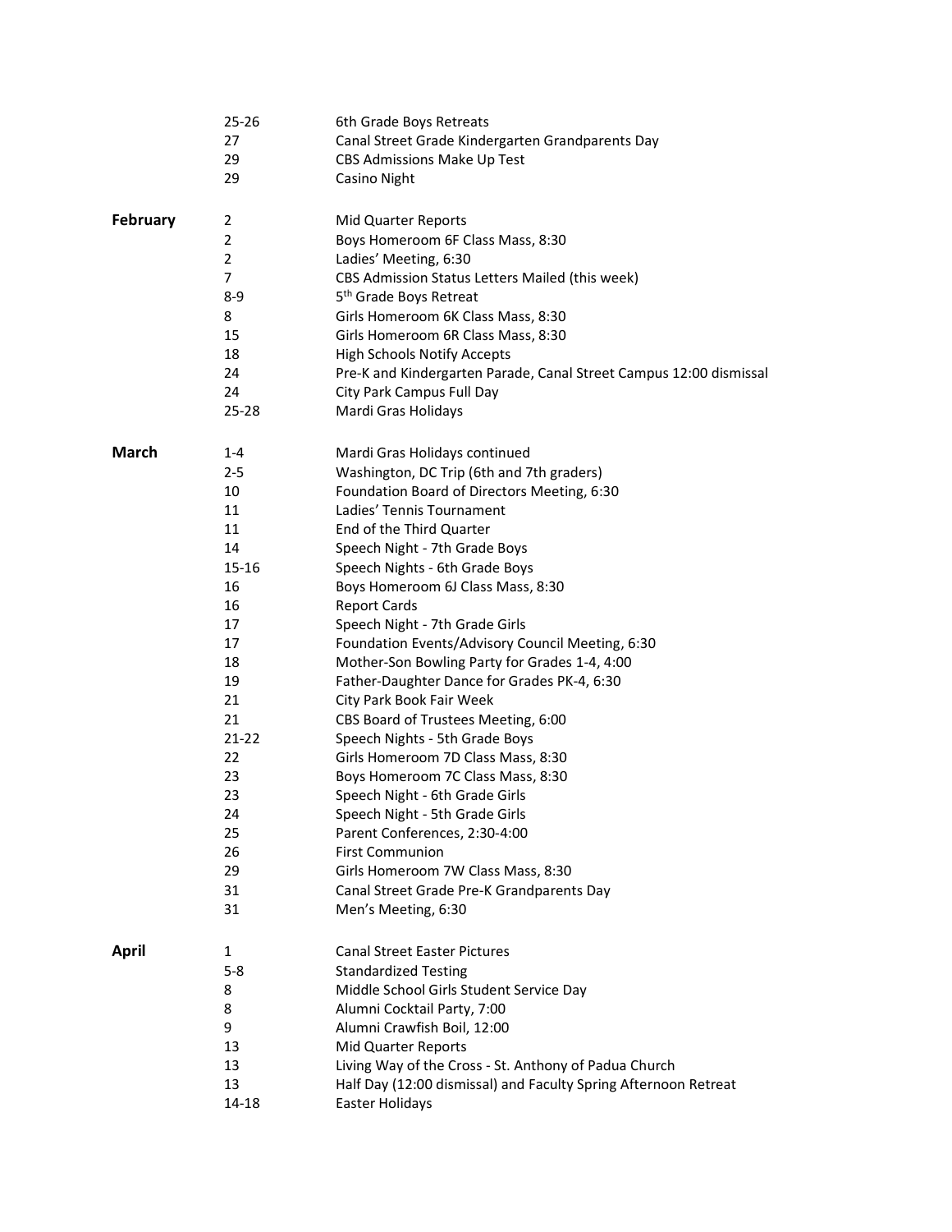| | | |
|---|---|---|
| | 25-26 | 6th Grade Boys Retreats |
| | 27 | Canal Street Grade Kindergarten Grandparents Day |
| | 29 | CBS Admissions Make Up Test |
| | 29 | Casino Night |
| **February** | 2 | Mid Quarter Reports |
| | 2 | Boys Homeroom 6F Class Mass, 8:30 |
| | 2 | Ladies' Meeting, 6:30 |
| | 7 | CBS Admission Status Letters Mailed (this week) |
| | 8-9 | 5th Grade Boys Retreat |
| | 8 | Girls Homeroom 6K Class Mass, 8:30 |
| | 15 | Girls Homeroom 6R Class Mass, 8:30 |
| | 18 | High Schools Notify Accepts |
| | 24 | Pre-K and Kindergarten Parade, Canal Street Campus 12:00 dismissal |
| | 24 | City Park Campus Full Day |
| | 25-28 | Mardi Gras Holidays |
| **March** | 1-4 | Mardi Gras Holidays continued |
| | 2-5 | Washington, DC Trip (6th and 7th graders) |
| | 10 | Foundation Board of Directors Meeting, 6:30 |
| | 11 | Ladies' Tennis Tournament |
| | 11 | End of the Third Quarter |
| | 14 | Speech Night - 7th Grade Boys |
| | 15-16 | Speech Nights - 6th Grade Boys |
| | 16 | Boys Homeroom 6J Class Mass, 8:30 |
| | 16 | Report Cards |
| | 17 | Speech Night - 7th Grade Girls |
| | 17 | Foundation Events/Advisory Council Meeting, 6:30 |
| | 18 | Mother-Son Bowling Party for Grades 1-4, 4:00 |
| | 19 | Father-Daughter Dance for Grades PK-4, 6:30 |
| | 21 | City Park Book Fair Week |
| | 21 | CBS Board of Trustees Meeting, 6:00 |
| | 21-22 | Speech Nights - 5th Grade Boys |
| | 22 | Girls Homeroom 7D Class Mass, 8:30 |
| | 23 | Boys Homeroom 7C Class Mass, 8:30 |
| | 23 | Speech Night - 6th Grade Girls |
| | 24 | Speech Night - 5th Grade Girls |
| | 25 | Parent Conferences, 2:30-4:00 |
| | 26 | First Communion |
| | 29 | Girls Homeroom 7W Class Mass, 8:30 |
| | 31 | Canal Street Grade Pre-K Grandparents Day |
| | 31 | Men's Meeting, 6:30 |
| **April** | 1 | Canal Street Easter Pictures |
| | 5-8 | Standardized Testing |
| | 8 | Middle School Girls Student Service Day |
| | 8 | Alumni Cocktail Party, 7:00 |
| | 9 | Alumni Crawfish Boil, 12:00 |
| | 13 | Mid Quarter Reports |
| | 13 | Living Way of the Cross - St. Anthony of Padua Church |
| | 13 | Half Day (12:00 dismissal) and Faculty Spring Afternoon Retreat |
| | 14-18 | Easter Holidays |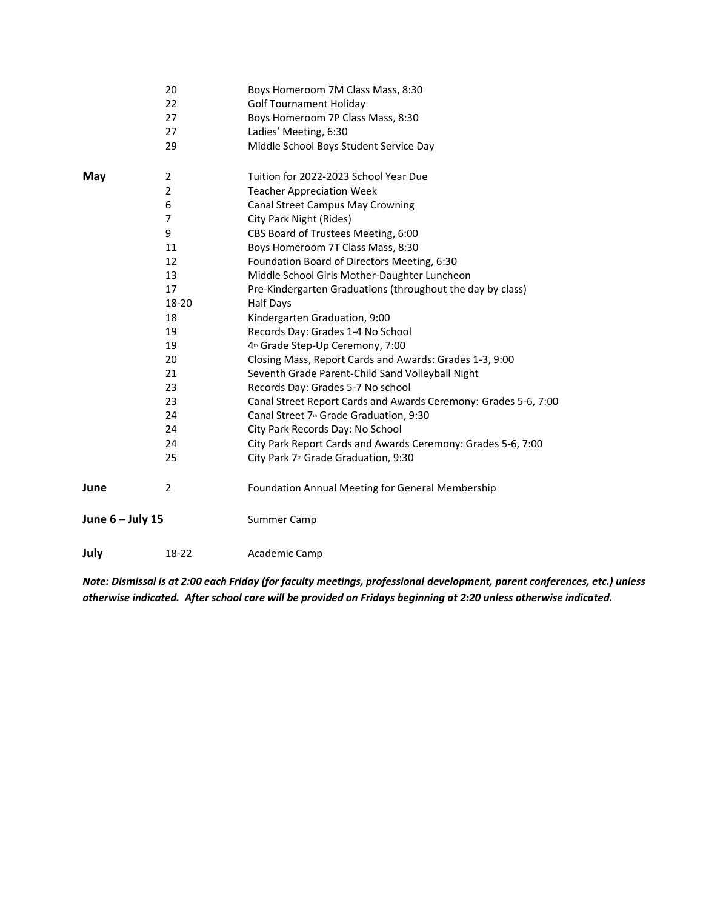| | | |
|---|---|---|
| | 20 | Boys Homeroom 7M Class Mass, 8:30 |
| | 22 | Golf Tournament Holiday |
| | 27 | Boys Homeroom 7P Class Mass, 8:30 |
| | 27 | Ladies' Meeting, 6:30 |
| | 29 | Middle School Boys Student Service Day |
| **May** | 2 | Tuition for 2022-2023 School Year Due |
| | 2 | Teacher Appreciation Week |
| | 6 | Canal Street Campus May Crowning |
| | 7 | City Park Night (Rides) |
| | 9 | CBS Board of Trustees Meeting, 6:00 |
| | 11 | Boys Homeroom 7T Class Mass, 8:30 |
| | 12 | Foundation Board of Directors Meeting, 6:30 |
| | 13 | Middle School Girls Mother-Daughter Luncheon |
| | 17 | Pre-Kindergarten Graduations (throughout the day by class) |
| | 18-20 | Half Days |
| | 18 | Kindergarten Graduation, 9:00 |
| | 19 | Records Day: Grades 1-4 No School |
| | 19 | 4th Grade Step-Up Ceremony, 7:00 |
| | 20 | Closing Mass, Report Cards and Awards: Grades 1-3, 9:00 |
| | 21 | Seventh Grade Parent-Child Sand Volleyball Night |
| | 23 | Records Day: Grades 5-7 No school |
| | 23 | Canal Street Report Cards and Awards Ceremony: Grades 5-6, 7:00 |
| | 24 | Canal Street 7th Grade Graduation, 9:30 |
| | 24 | City Park Records Day: No School |
| | 24 | City Park Report Cards and Awards Ceremony: Grades 5-6, 7:00 |
| | 25 | City Park 7th Grade Graduation, 9:30 |
| **June** | 2 | Foundation Annual Meeting for General Membership |
| **June 6 – July 15** | | Summer Camp |
| **July** | 18-22 | Academic Camp |

***Note: Dismissal is at 2:00 each Friday (for faculty meetings, professional development, parent conferences, etc.) unless otherwise indicated. After school care will be provided on Fridays beginning at 2:20 unless otherwise indicated.***